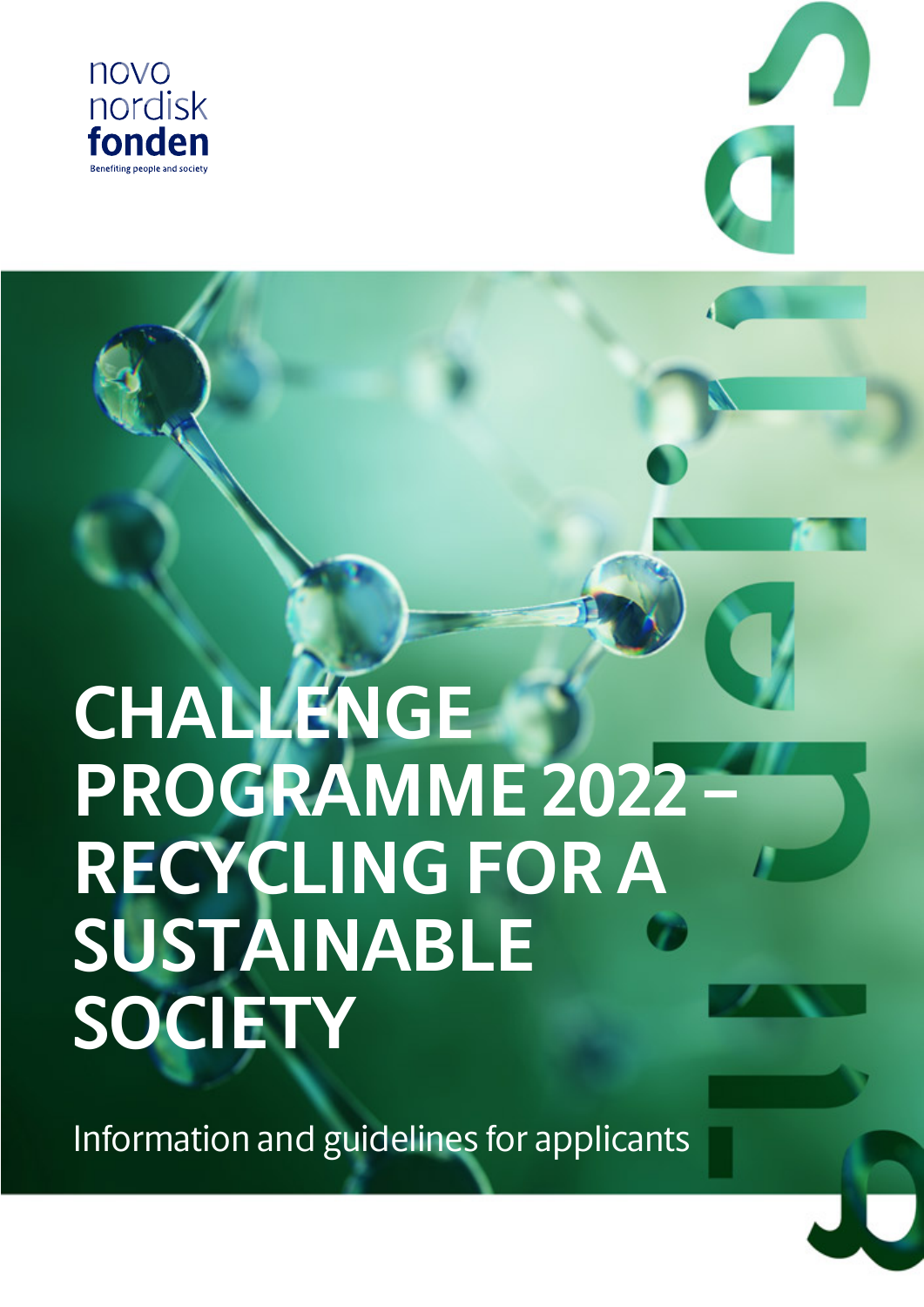novo nordisk fonden

Benefiting people and society

# CHALLENGE PROGRAMME 2022 – RECYCLING FOR A SUSTAINABLE SOCIETY

Information and guidelines for applicants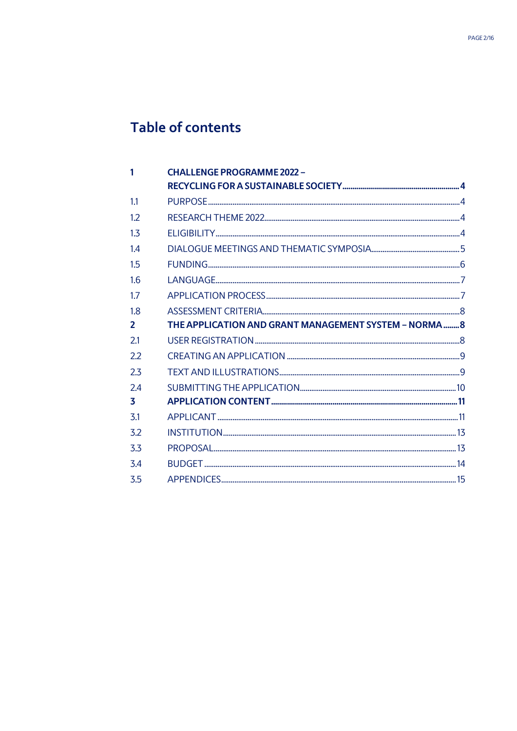# Table of contents

| | | |
|---|---|---|
| **1** | **CHALLENGE PROGRAMME 2022 – RECYCLING FOR A SUSTAINABLE SOCIETY** | **4** |
| 1.1 | PURPOSE | 4 |
| 1.2 | RESEARCH THEME 2022 | 4 |
| 1.3 | ELIGIBILITY | 4 |
| 1.4 | DIALOGUE MEETINGS AND THEMATIC SYMPOSIA | 5 |
| 1.5 | FUNDING | 6 |
| 1.6 | LANGUAGE | 7 |
| 1.7 | APPLICATION PROCESS | 7 |
| 1.8 | ASSESSMENT CRITERIA | 8 |
| **2** | **THE APPLICATION AND GRANT MANAGEMENT SYSTEM – NORMA** | **8** |
| 2.1 | USER REGISTRATION | 8 |
| 2.2 | CREATING AN APPLICATION | 9 |
| 2.3 | TEXT AND ILLUSTRATIONS | 9 |
| 2.4 | SUBMITTING THE APPLICATION | 10 |
| **3** | **APPLICATION CONTENT** | **11** |
| 3.1 | APPLICANT | 11 |
| 3.2 | INSTITUTION | 13 |
| 3.3 | PROPOSAL | 13 |
| 3.4 | BUDGET | 14 |
| 3.5 | APPENDICES | 15 |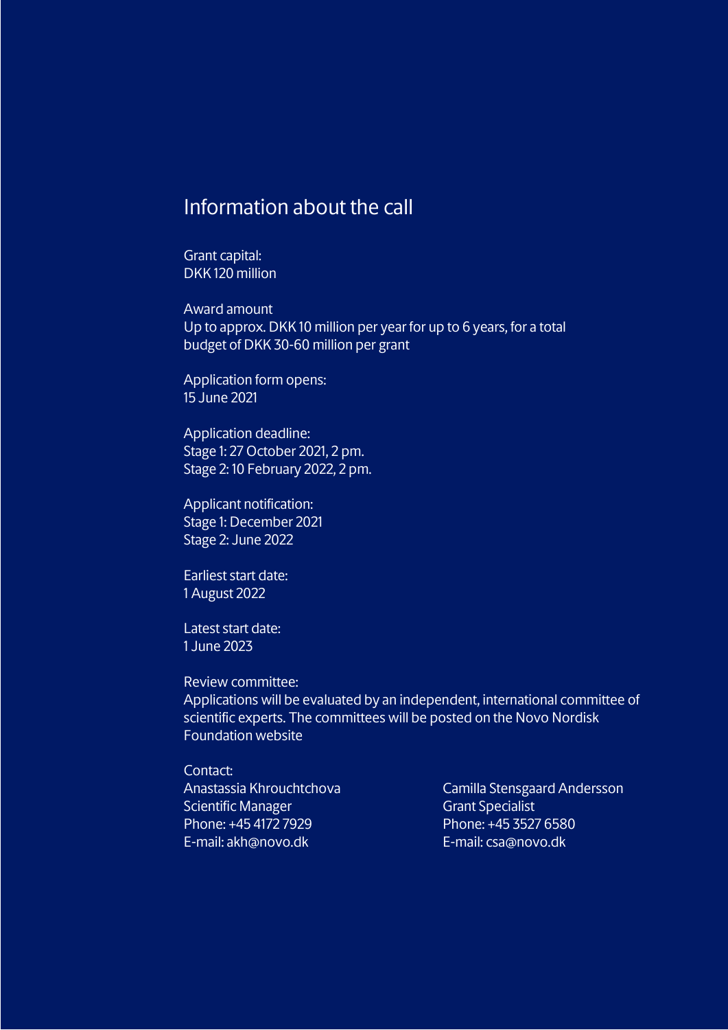# Information about the call

Grant capital:
DKK 120 million

Award amount
Up to approx. DKK 10 million per year for up to 6 years, for a total budget of DKK 30-60 million per grant

Application form opens:
15 June 2021

Application deadline:
Stage 1: 27 October 2021, 2 pm.
Stage 2: 10 February 2022, 2 pm.

Applicant notification:
Stage 1: December 2021
Stage 2: June 2022

Earliest start date:
1 August 2022

Latest start date:
1 June 2023

Review committee:
Applications will be evaluated by an independent, international committee of scientific experts. The committees will be posted on the Novo Nordisk Foundation website

Contact:

Anastassia Khrouchtchova
Scientific Manager
Phone: +45 4172 7929
E-mail: akh@novo.dk

Camilla Stensgaard Andersson
Grant Specialist
Phone: +45 3527 6580
E-mail: csa@novo.dk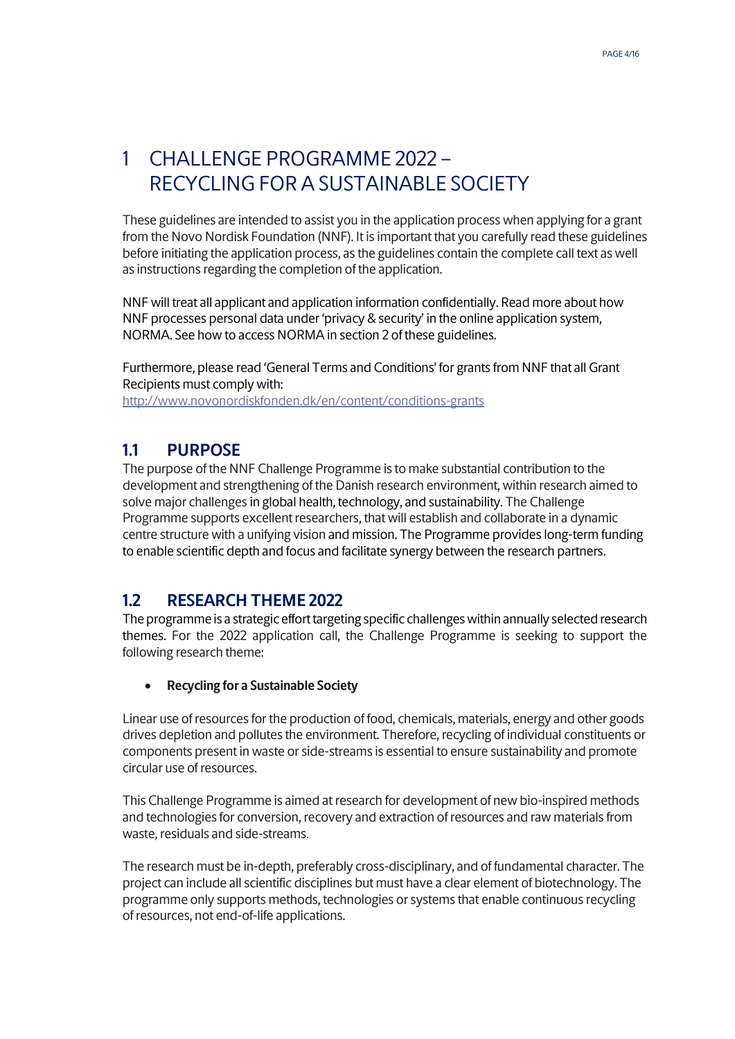# 1 CHALLENGE PROGRAMME 2022 – RECYCLING FOR A SUSTAINABLE SOCIETY

These guidelines are intended to assist you in the application process when applying for a grant from the Novo Nordisk Foundation (NNF). It is important that you carefully read these guidelines before initiating the application process, as the guidelines contain the complete call text as well as instructions regarding the completion of the application.

NNF will treat all applicant and application information confidentially. Read more about how NNF processes personal data under 'privacy & security' in the online application system, NORMA. See how to access NORMA in section 2 of these guidelines.

Furthermore, please read 'General Terms and Conditions' for grants from NNF that all Grant Recipients must comply with:
http://www.novonordiskfonden.dk/en/content/conditions-grants

## 1.1 PURPOSE

The purpose of the NNF Challenge Programme is to make substantial contribution to the development and strengthening of the Danish research environment, within research aimed to solve major challenges in global health, technology, and sustainability. The Challenge Programme supports excellent researchers, that will establish and collaborate in a dynamic centre structure with a unifying vision and mission. The Programme provides long-term funding to enable scientific depth and focus and facilitate synergy between the research partners.

## 1.2 RESEARCH THEME 2022

The programme is a strategic effort targeting specific challenges within annually selected research themes. For the 2022 application call, the Challenge Programme is seeking to support the following research theme:

- **Recycling for a Sustainable Society**

Linear use of resources for the production of food, chemicals, materials, energy and other goods drives depletion and pollutes the environment. Therefore, recycling of individual constituents or components present in waste or side-streams is essential to ensure sustainability and promote circular use of resources.

This Challenge Programme is aimed at research for development of new bio-inspired methods and technologies for conversion, recovery and extraction of resources and raw materials from waste, residuals and side-streams.

The research must be in-depth, preferably cross-disciplinary, and of fundamental character. The project can include all scientific disciplines but must have a clear element of biotechnology. The programme only supports methods, technologies or systems that enable continuous recycling of resources, not end-of-life applications.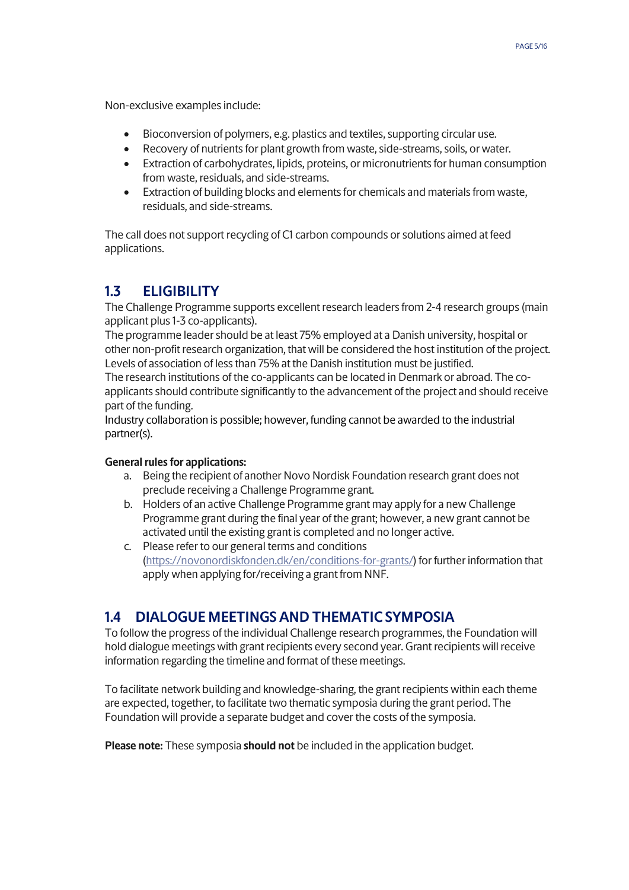Non-exclusive examples include:

- Bioconversion of polymers, e.g. plastics and textiles, supporting circular use.
- Recovery of nutrients for plant growth from waste, side-streams, soils, or water.
- Extraction of carbohydrates, lipids, proteins, or micronutrients for human consumption from waste, residuals, and side-streams.
- Extraction of building blocks and elements for chemicals and materials from waste, residuals, and side-streams.

The call does not support recycling of C1 carbon compounds or solutions aimed at feed applications.

## 1.3 ELIGIBILITY

The Challenge Programme supports excellent research leaders from 2-4 research groups (main applicant plus 1-3 co-applicants).

The programme leader should be at least 75% employed at a Danish university, hospital or other non-profit research organization, that will be considered the host institution of the project. Levels of association of less than 75% at the Danish institution must be justified.

The research institutions of the co-applicants can be located in Denmark or abroad. The co-applicants should contribute significantly to the advancement of the project and should receive part of the funding.

Industry collaboration is possible; however, funding cannot be awarded to the industrial partner(s).

**General rules for applications:**

a. Being the recipient of another Novo Nordisk Foundation research grant does not preclude receiving a Challenge Programme grant.
b. Holders of an active Challenge Programme grant may apply for a new Challenge Programme grant during the final year of the grant; however, a new grant cannot be activated until the existing grant is completed and no longer active.
c. Please refer to our general terms and conditions (https://novonordiskfonden.dk/en/conditions-for-grants/) for further information that apply when applying for/receiving a grant from NNF.

## 1.4 DIALOGUE MEETINGS AND THEMATIC SYMPOSIA

To follow the progress of the individual Challenge research programmes, the Foundation will hold dialogue meetings with grant recipients every second year. Grant recipients will receive information regarding the timeline and format of these meetings.

To facilitate network building and knowledge-sharing, the grant recipients within each theme are expected, together, to facilitate two thematic symposia during the grant period. The Foundation will provide a separate budget and cover the costs of the symposia.

**Please note:** These symposia **should not** be included in the application budget.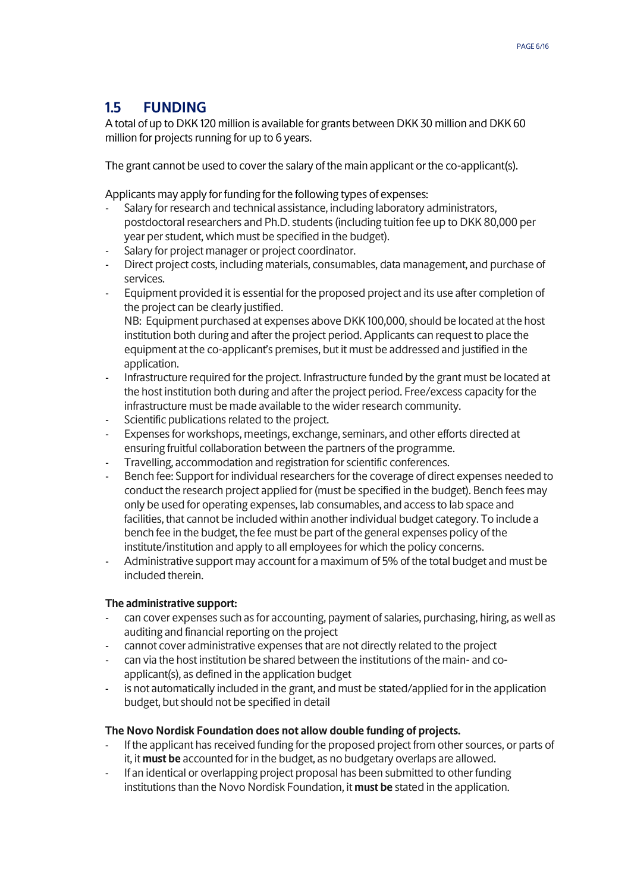## 1.5 FUNDING

A total of up to DKK 120 million is available for grants between DKK 30 million and DKK 60 million for projects running for up to 6 years.

The grant cannot be used to cover the salary of the main applicant or the co-applicant(s).

Applicants may apply for funding for the following types of expenses:

- Salary for research and technical assistance, including laboratory administrators, postdoctoral researchers and Ph.D. students (including tuition fee up to DKK 80,000 per year per student, which must be specified in the budget).
- Salary for project manager or project coordinator.
- Direct project costs, including materials, consumables, data management, and purchase of services.
- Equipment provided it is essential for the proposed project and its use after completion of the project can be clearly justified.
  NB: Equipment purchased at expenses above DKK 100,000, should be located at the host institution both during and after the project period. Applicants can request to place the equipment at the co-applicant's premises, but it must be addressed and justified in the application.
- Infrastructure required for the project. Infrastructure funded by the grant must be located at the host institution both during and after the project period. Free/excess capacity for the infrastructure must be made available to the wider research community.
- Scientific publications related to the project.
- Expenses for workshops, meetings, exchange, seminars, and other efforts directed at ensuring fruitful collaboration between the partners of the programme.
- Travelling, accommodation and registration for scientific conferences.
- Bench fee: Support for individual researchers for the coverage of direct expenses needed to conduct the research project applied for (must be specified in the budget). Bench fees may only be used for operating expenses, lab consumables, and access to lab space and facilities, that cannot be included within another individual budget category. To include a bench fee in the budget, the fee must be part of the general expenses policy of the institute/institution and apply to all employees for which the policy concerns.
- Administrative support may account for a maximum of 5% of the total budget and must be included therein.

**The administrative support:**

- can cover expenses such as for accounting, payment of salaries, purchasing, hiring, as well as auditing and financial reporting on the project
- cannot cover administrative expenses that are not directly related to the project
- can via the host institution be shared between the institutions of the main- and co-applicant(s), as defined in the application budget
- is not automatically included in the grant, and must be stated/applied for in the application budget, but should not be specified in detail

**The Novo Nordisk Foundation does not allow double funding of projects.**

- If the applicant has received funding for the proposed project from other sources, or parts of it, it **must be** accounted for in the budget, as no budgetary overlaps are allowed.
- If an identical or overlapping project proposal has been submitted to other funding institutions than the Novo Nordisk Foundation, it **must be** stated in the application.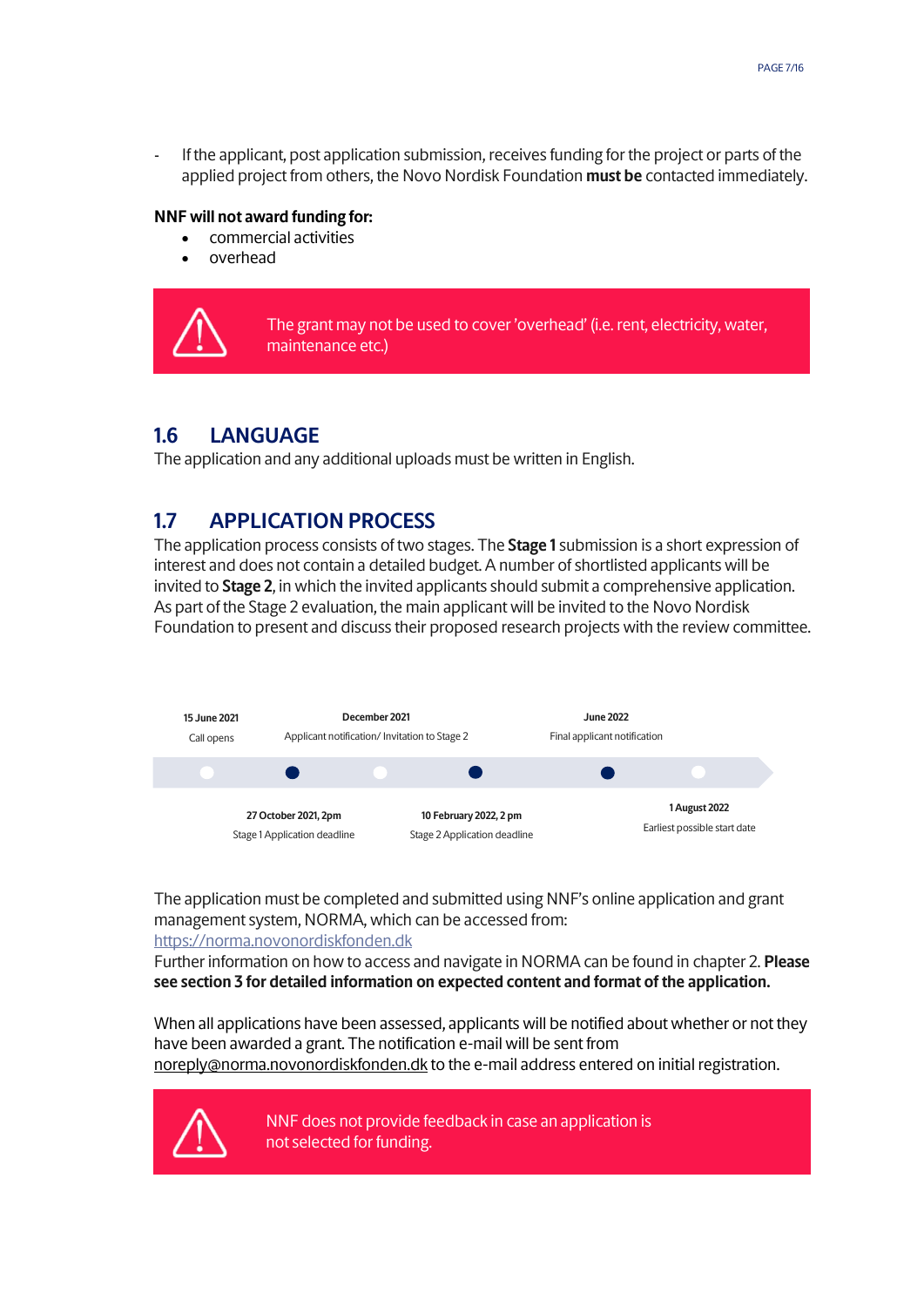- If the applicant, post application submission, receives funding for the project or parts of the applied project from others, the Novo Nordisk Foundation **must be** contacted immediately.

**NNF will not award funding for:**

- commercial activities
- overhead

> ⚠ The grant may not be used to cover 'overhead' (i.e. rent, electricity, water, maintenance etc.)

## 1.6 LANGUAGE

The application and any additional uploads must be written in English.

## 1.7 APPLICATION PROCESS

The application process consists of two stages. The **Stage 1** submission is a short expression of interest and does not contain a detailed budget. A number of shortlisted applicants will be invited to **Stage 2**, in which the invited applicants should submit a comprehensive application. As part of the Stage 2 evaluation, the main applicant will be invited to the Novo Nordisk Foundation to present and discuss their proposed research projects with the review committee.

| Date | Event |
| --- | --- |
| 15 June 2021 | Call opens |
| 27 October 2021, 2pm | Stage 1 Application deadline |
| December 2021 | Applicant notification/ Invitation to Stage 2 |
| 10 February 2022, 2 pm | Stage 2 Application deadline |
| June 2022 | Final applicant notification |
| 1 August 2022 | Earliest possible start date |

The application must be completed and submitted using NNF's online application and grant management system, NORMA, which can be accessed from: https://norma.novonordiskfonden.dk

Further information on how to access and navigate in NORMA can be found in chapter 2. **Please see section 3 for detailed information on expected content and format of the application.**

When all applications have been assessed, applicants will be notified about whether or not they have been awarded a grant. The notification e-mail will be sent from noreply@norma.novonordiskfonden.dk to the e-mail address entered on initial registration.

> ⚠ NNF does not provide feedback in case an application is not selected for funding.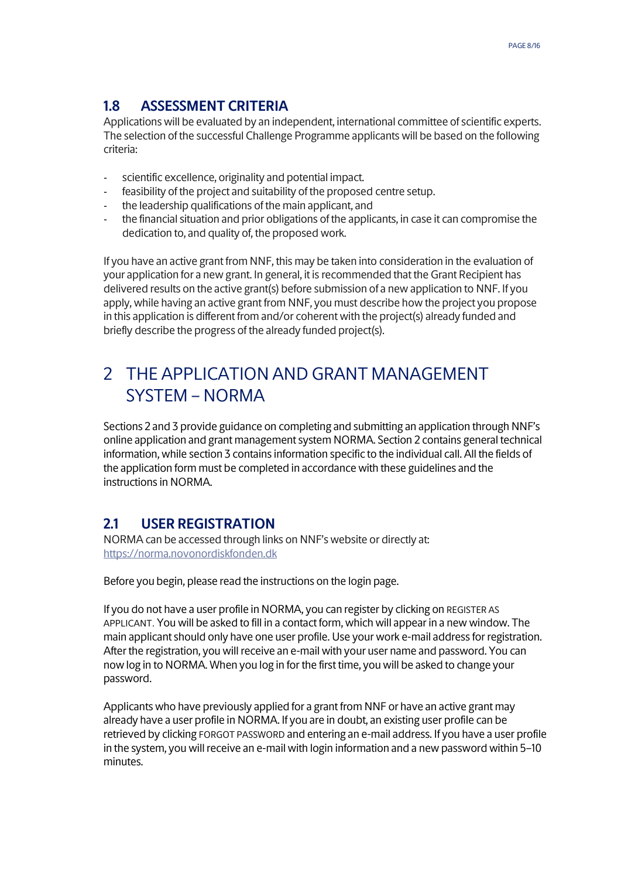### 1.8 ASSESSMENT CRITERIA

Applications will be evaluated by an independent, international committee of scientific experts. The selection of the successful Challenge Programme applicants will be based on the following criteria:

- scientific excellence, originality and potential impact.
- feasibility of the project and suitability of the proposed centre setup.
- the leadership qualifications of the main applicant, and
- the financial situation and prior obligations of the applicants, in case it can compromise the dedication to, and quality of, the proposed work.

If you have an active grant from NNF, this may be taken into consideration in the evaluation of your application for a new grant. In general, it is recommended that the Grant Recipient has delivered results on the active grant(s) before submission of a new application to NNF. If you apply, while having an active grant from NNF, you must describe how the project you propose in this application is different from and/or coherent with the project(s) already funded and briefly describe the progress of the already funded project(s).

## 2 THE APPLICATION AND GRANT MANAGEMENT SYSTEM – NORMA

Sections 2 and 3 provide guidance on completing and submitting an application through NNF's online application and grant management system NORMA. Section 2 contains general technical information, while section 3 contains information specific to the individual call. All the fields of the application form must be completed in accordance with these guidelines and the instructions in NORMA.

### 2.1 USER REGISTRATION

NORMA can be accessed through links on NNF's website or directly at: https://norma.novonordiskfonden.dk

Before you begin, please read the instructions on the login page.

If you do not have a user profile in NORMA, you can register by clicking on REGISTER AS APPLICANT. You will be asked to fill in a contact form, which will appear in a new window. The main applicant should only have one user profile. Use your work e-mail address for registration. After the registration, you will receive an e-mail with your user name and password. You can now log in to NORMA. When you log in for the first time, you will be asked to change your password.

Applicants who have previously applied for a grant from NNF or have an active grant may already have a user profile in NORMA. If you are in doubt, an existing user profile can be retrieved by clicking FORGOT PASSWORD and entering an e-mail address. If you have a user profile in the system, you will receive an e-mail with login information and a new password within 5–10 minutes.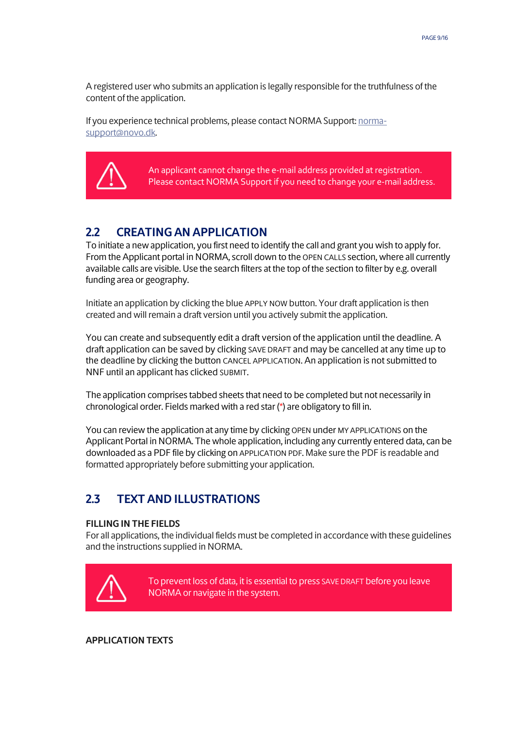A registered user who submits an application is legally responsible for the truthfulness of the content of the application.

If you experience technical problems, please contact NORMA Support: [norma-support@novo.dk](mailto:norma-support@novo.dk).

> An applicant cannot change the e-mail address provided at registration. Please contact NORMA Support if you need to change your e-mail address.

## 2.2 CREATING AN APPLICATION

To initiate a new application, you first need to identify the call and grant you wish to apply for. From the Applicant portal in NORMA, scroll down to the OPEN CALLS section, where all currently available calls are visible. Use the search filters at the top of the section to filter by e.g. overall funding area or geography.

Initiate an application by clicking the blue APPLY NOW button. Your draft application is then created and will remain a draft version until you actively submit the application.

You can create and subsequently edit a draft version of the application until the deadline. A draft application can be saved by clicking SAVE DRAFT and may be cancelled at any time up to the deadline by clicking the button CANCEL APPLICATION. An application is not submitted to NNF until an applicant has clicked SUBMIT.

The application comprises tabbed sheets that need to be completed but not necessarily in chronological order. Fields marked with a red star (*) are obligatory to fill in.

You can review the application at any time by clicking OPEN under MY APPLICATIONS on the Applicant Portal in NORMA. The whole application, including any currently entered data, can be downloaded as a PDF file by clicking on APPLICATION PDF. Make sure the PDF is readable and formatted appropriately before submitting your application.

## 2.3 TEXT AND ILLUSTRATIONS

### FILLING IN THE FIELDS

For all applications, the individual fields must be completed in accordance with these guidelines and the instructions supplied in NORMA.

> To prevent loss of data, it is essential to press SAVE DRAFT before you leave NORMA or navigate in the system.

### APPLICATION TEXTS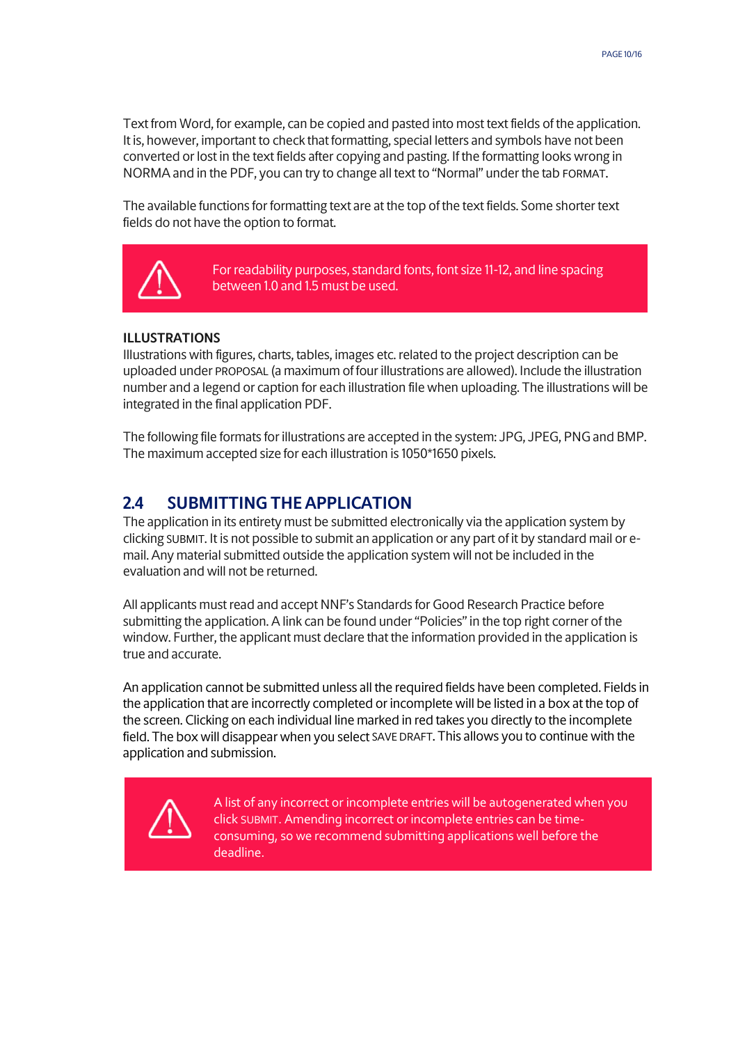Text from Word, for example, can be copied and pasted into most text fields of the application. It is, however, important to check that formatting, special letters and symbols have not been converted or lost in the text fields after copying and pasting. If the formatting looks wrong in NORMA and in the PDF, you can try to change all text to “Normal” under the tab FORMAT.

The available functions for formatting text are at the top of the text fields. Some shorter text fields do not have the option to format.

> For readability purposes, standard fonts, font size 11-12, and line spacing between 1.0 and 1.5 must be used.

**ILLUSTRATIONS**

Illustrations with figures, charts, tables, images etc. related to the project description can be uploaded under PROPOSAL (a maximum of four illustrations are allowed). Include the illustration number and a legend or caption for each illustration file when uploading. The illustrations will be integrated in the final application PDF.

The following file formats for illustrations are accepted in the system: JPG, JPEG, PNG and BMP. The maximum accepted size for each illustration is 1050*1650 pixels.

## 2.4 SUBMITTING THE APPLICATION

The application in its entirety must be submitted electronically via the application system by clicking SUBMIT. It is not possible to submit an application or any part of it by standard mail or e-mail. Any material submitted outside the application system will not be included in the evaluation and will not be returned.

All applicants must read and accept NNF’s Standards for Good Research Practice before submitting the application. A link can be found under “Policies” in the top right corner of the window. Further, the applicant must declare that the information provided in the application is true and accurate.

An application cannot be submitted unless all the required fields have been completed. Fields in the application that are incorrectly completed or incomplete will be listed in a box at the top of the screen. Clicking on each individual line marked in red takes you directly to the incomplete field. The box will disappear when you select SAVE DRAFT. This allows you to continue with the application and submission.

> A list of any incorrect or incomplete entries will be autogenerated when you click SUBMIT. Amending incorrect or incomplete entries can be time-consuming, so we recommend submitting applications well before the deadline.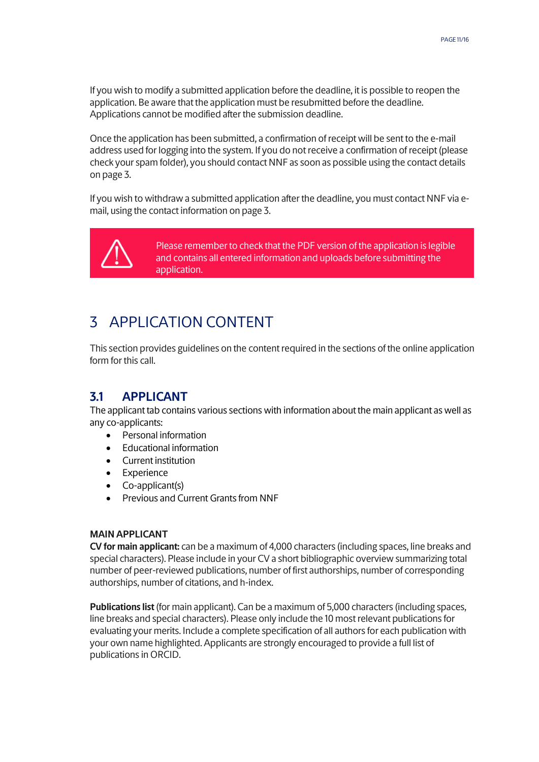If you wish to modify a submitted application before the deadline, it is possible to reopen the application. Be aware that the application must be resubmitted before the deadline. Applications cannot be modified after the submission deadline.

Once the application has been submitted, a confirmation of receipt will be sent to the e-mail address used for logging into the system. If you do not receive a confirmation of receipt (please check your spam folder), you should contact NNF as soon as possible using the contact details on page 3.

If you wish to withdraw a submitted application after the deadline, you must contact NNF via e-mail, using the contact information on page 3.

> ⚠ Please remember to check that the PDF version of the application is legible and contains all entered information and uploads before submitting the application.

# 3 APPLICATION CONTENT

This section provides guidelines on the content required in the sections of the online application form for this call.

## 3.1 APPLICANT

The applicant tab contains various sections with information about the main applicant as well as any co-applicants:

- Personal information
- Educational information
- Current institution
- Experience
- Co-applicant(s)
- Previous and Current Grants from NNF

**MAIN APPLICANT**

**CV for main applicant:** can be a maximum of 4,000 characters (including spaces, line breaks and special characters). Please include in your CV a short bibliographic overview summarizing total number of peer-reviewed publications, number of first authorships, number of corresponding authorships, number of citations, and h-index.

**Publications list** (for main applicant). Can be a maximum of 5,000 characters (including spaces, line breaks and special characters). Please only include the 10 most relevant publications for evaluating your merits. Include a complete specification of all authors for each publication with your own name highlighted. Applicants are strongly encouraged to provide a full list of publications in ORCID.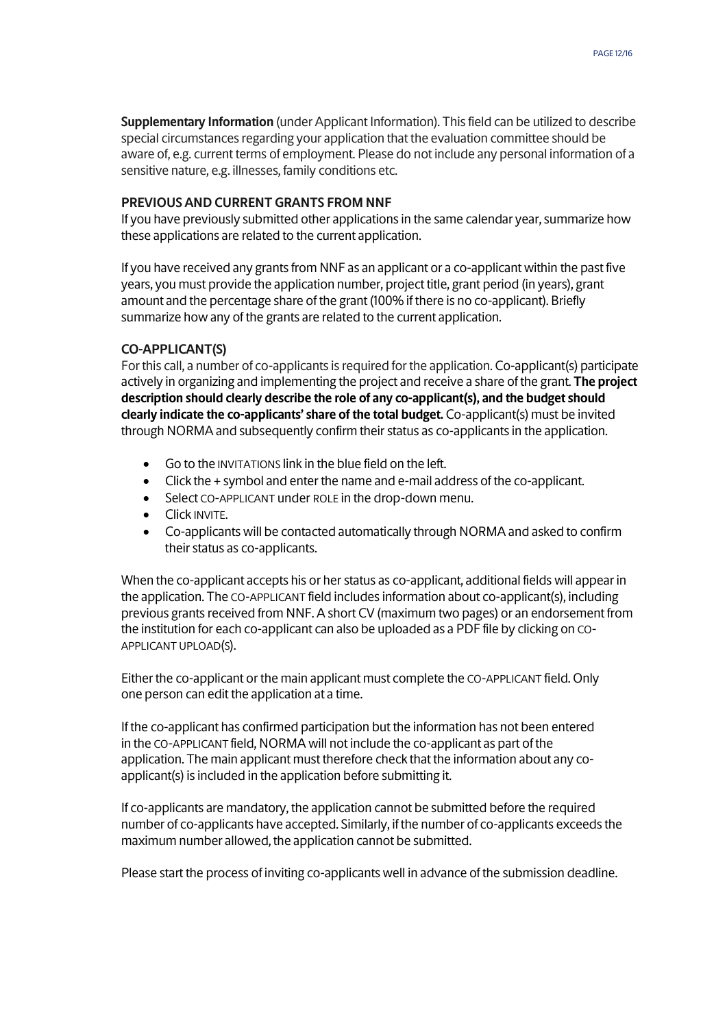**Supplementary Information** (under Applicant Information). This field can be utilized to describe special circumstances regarding your application that the evaluation committee should be aware of, e.g. current terms of employment. Please do not include any personal information of a sensitive nature, e.g. illnesses, family conditions etc.

### PREVIOUS AND CURRENT GRANTS FROM NNF

If you have previously submitted other applications in the same calendar year, summarize how these applications are related to the current application.

If you have received any grants from NNF as an applicant or a co-applicant within the past five years, you must provide the application number, project title, grant period (in years), grant amount and the percentage share of the grant (100% if there is no co-applicant). Briefly summarize how any of the grants are related to the current application.

### CO-APPLICANT(S)

For this call, a number of co-applicants is required for the application. Co-applicant(s) participate actively in organizing and implementing the project and receive a share of the grant. **The project description should clearly describe the role of any co-applicant(s), and the budget should clearly indicate the co-applicants' share of the total budget.** Co-applicant(s) must be invited through NORMA and subsequently confirm their status as co-applicants in the application.

- Go to the INVITATIONS link in the blue field on the left.
- Click the + symbol and enter the name and e-mail address of the co-applicant.
- Select CO-APPLICANT under ROLE in the drop-down menu.
- Click INVITE.
- Co-applicants will be contacted automatically through NORMA and asked to confirm their status as co-applicants.

When the co-applicant accepts his or her status as co-applicant, additional fields will appear in the application. The CO-APPLICANT field includes information about co-applicant(s), including previous grants received from NNF. A short CV (maximum two pages) or an endorsement from the institution for each co-applicant can also be uploaded as a PDF file by clicking on CO-APPLICANT UPLOAD(S).

Either the co-applicant or the main applicant must complete the CO-APPLICANT field. Only one person can edit the application at a time.

If the co-applicant has confirmed participation but the information has not been entered in the CO-APPLICANT field, NORMA will not include the co-applicant as part of the application. The main applicant must therefore check that the information about any co-applicant(s) is included in the application before submitting it.

If co-applicants are mandatory, the application cannot be submitted before the required number of co-applicants have accepted. Similarly, if the number of co-applicants exceeds the maximum number allowed, the application cannot be submitted.

Please start the process of inviting co-applicants well in advance of the submission deadline.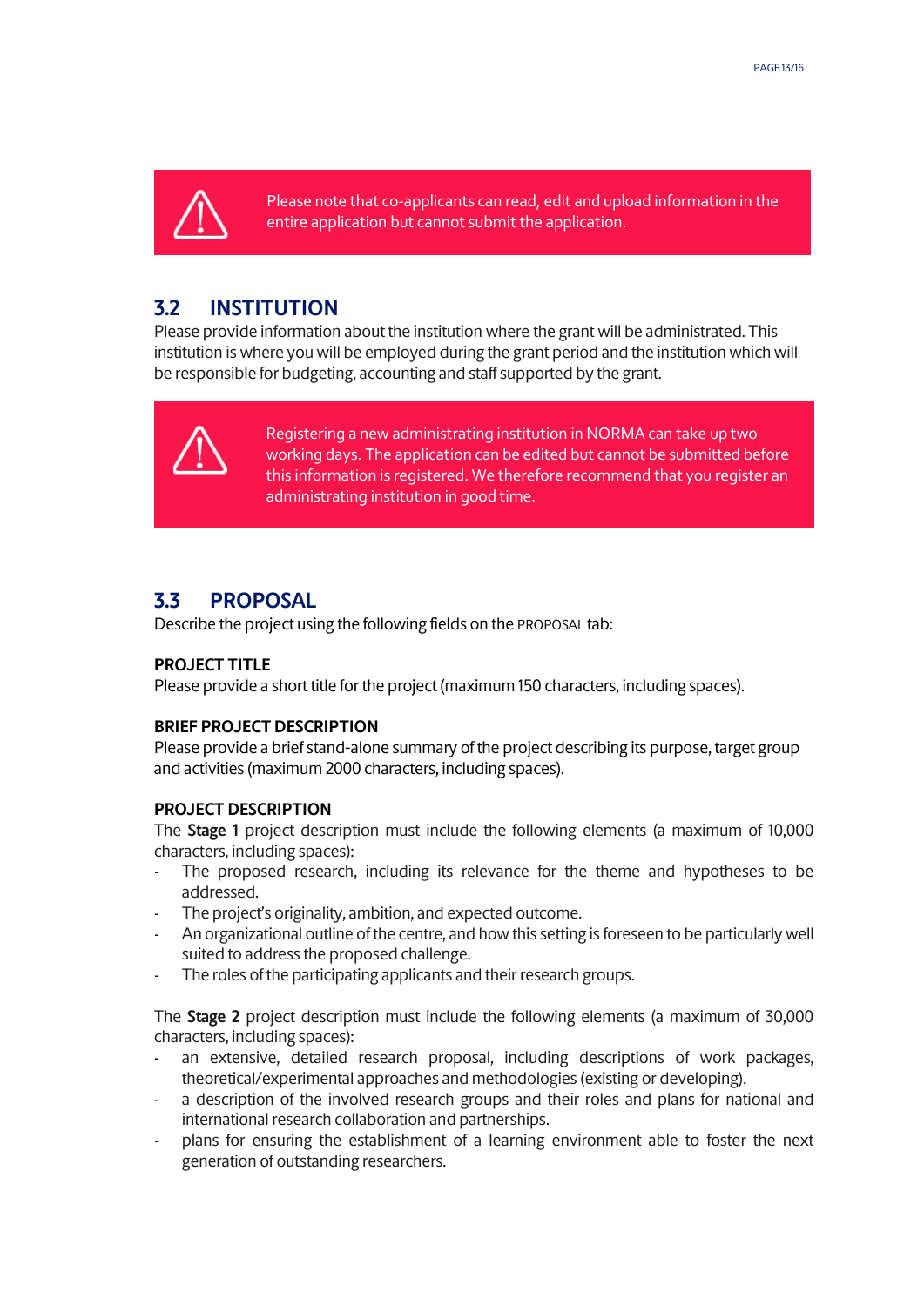> Please note that co-applicants can read, edit and upload information in the entire application but cannot submit the application.

## 3.2 INSTITUTION

Please provide information about the institution where the grant will be administrated. This institution is where you will be employed during the grant period and the institution which will be responsible for budgeting, accounting and staff supported by the grant.

> Registering a new administrating institution in NORMA can take up two working days. The application can be edited but cannot be submitted before this information is registered. We therefore recommend that you register an administrating institution in good time.

## 3.3 PROPOSAL

Describe the project using the following fields on the PROPOSAL tab:

**PROJECT TITLE**

Please provide a short title for the project (maximum 150 characters, including spaces).

**BRIEF PROJECT DESCRIPTION**

Please provide a brief stand-alone summary of the project describing its purpose, target group and activities (maximum 2000 characters, including spaces).

**PROJECT DESCRIPTION**

The **Stage 1** project description must include the following elements (a maximum of 10,000 characters, including spaces):

- The proposed research, including its relevance for the theme and hypotheses to be addressed.
- The project's originality, ambition, and expected outcome.
- An organizational outline of the centre, and how this setting is foreseen to be particularly well suited to address the proposed challenge.
- The roles of the participating applicants and their research groups.

The **Stage 2** project description must include the following elements (a maximum of 30,000 characters, including spaces):

- an extensive, detailed research proposal, including descriptions of work packages, theoretical/experimental approaches and methodologies (existing or developing).
- a description of the involved research groups and their roles and plans for national and international research collaboration and partnerships.
- plans for ensuring the establishment of a learning environment able to foster the next generation of outstanding researchers.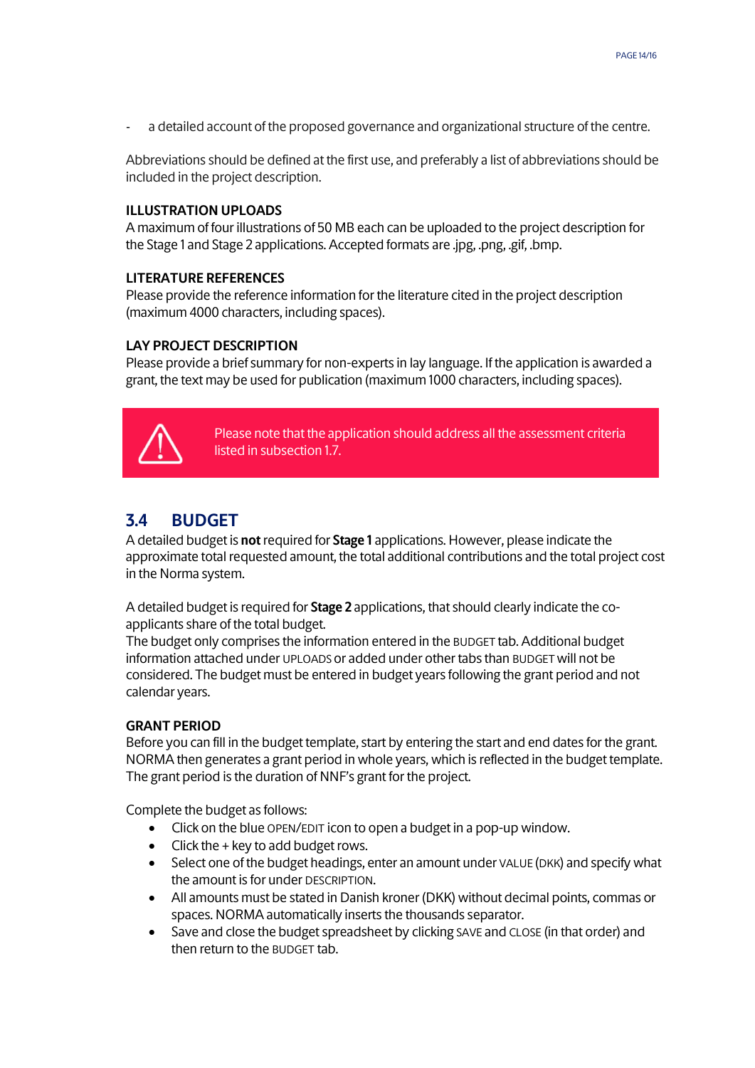- a detailed account of the proposed governance and organizational structure of the centre.

Abbreviations should be defined at the first use, and preferably a list of abbreviations should be included in the project description.

**ILLUSTRATION UPLOADS**
A maximum of four illustrations of 50 MB each can be uploaded to the project description for the Stage 1 and Stage 2 applications. Accepted formats are .jpg, .png, .gif, .bmp.

**LITERATURE REFERENCES**
Please provide the reference information for the literature cited in the project description (maximum 4000 characters, including spaces).

**LAY PROJECT DESCRIPTION**
Please provide a brief summary for non-experts in lay language. If the application is awarded a grant, the text may be used for publication (maximum 1000 characters, including spaces).

> Please note that the application should address all the assessment criteria listed in subsection 1.7.

## 3.4 BUDGET

A detailed budget is **not** required for **Stage 1** applications. However, please indicate the approximate total requested amount, the total additional contributions and the total project cost in the Norma system.

A detailed budget is required for **Stage 2** applications, that should clearly indicate the co-applicants share of the total budget.
The budget only comprises the information entered in the BUDGET tab. Additional budget information attached under UPLOADS or added under other tabs than BUDGET will not be considered. The budget must be entered in budget years following the grant period and not calendar years.

**GRANT PERIOD**
Before you can fill in the budget template, start by entering the start and end dates for the grant. NORMA then generates a grant period in whole years, which is reflected in the budget template. The grant period is the duration of NNF's grant for the project.

Complete the budget as follows:

- Click on the blue OPEN/EDIT icon to open a budget in a pop-up window.
- Click the + key to add budget rows.
- Select one of the budget headings, enter an amount under VALUE (DKK) and specify what the amount is for under DESCRIPTION.
- All amounts must be stated in Danish kroner (DKK) without decimal points, commas or spaces. NORMA automatically inserts the thousands separator.
- Save and close the budget spreadsheet by clicking SAVE and CLOSE (in that order) and then return to the BUDGET tab.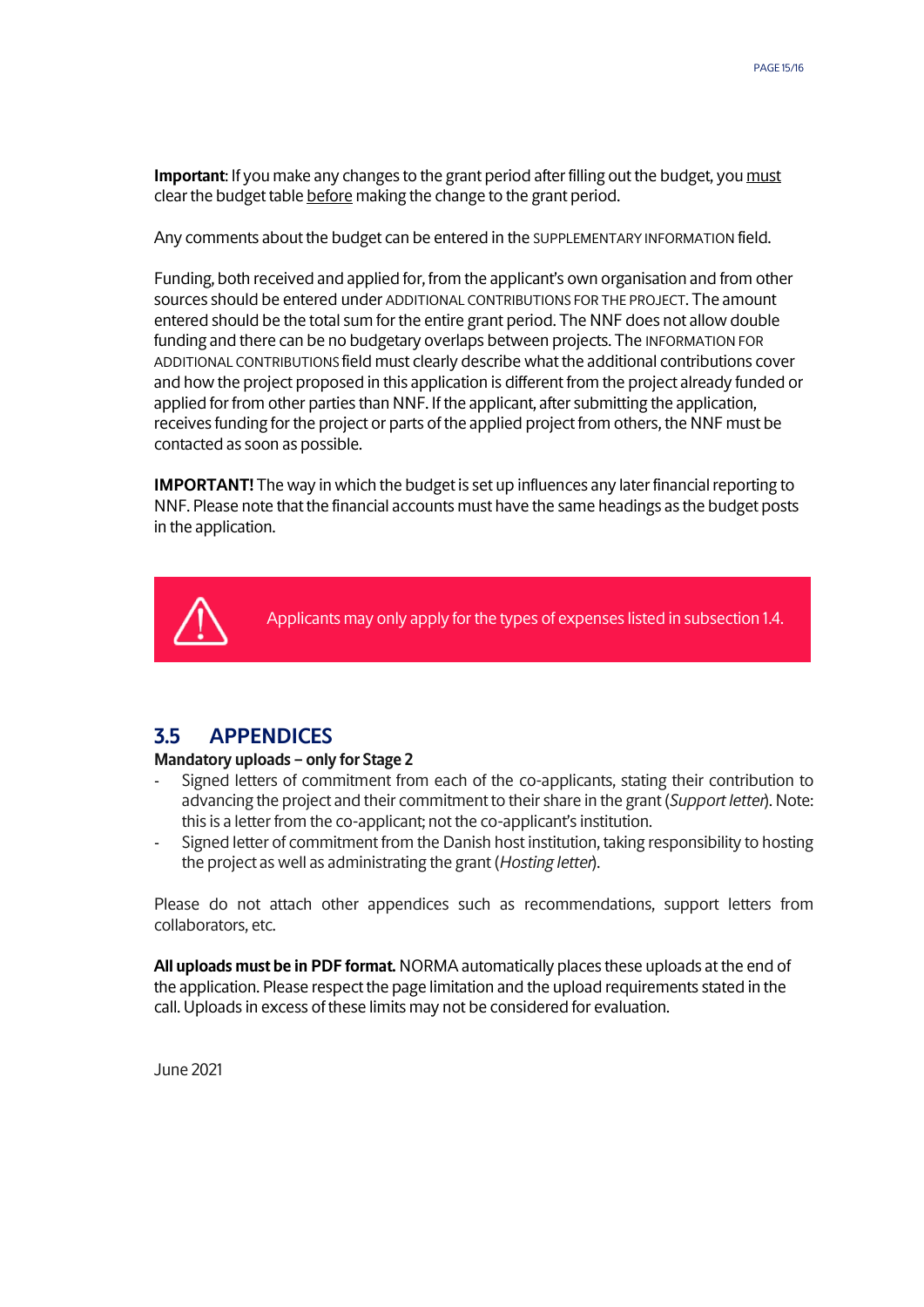**Important**: If you make any changes to the grant period after filling out the budget, you must clear the budget table before making the change to the grant period.

Any comments about the budget can be entered in the SUPPLEMENTARY INFORMATION field.

Funding, both received and applied for, from the applicant's own organisation and from other sources should be entered under ADDITIONAL CONTRIBUTIONS FOR THE PROJECT. The amount entered should be the total sum for the entire grant period. The NNF does not allow double funding and there can be no budgetary overlaps between projects. The INFORMATION FOR ADDITIONAL CONTRIBUTIONS field must clearly describe what the additional contributions cover and how the project proposed in this application is different from the project already funded or applied for from other parties than NNF. If the applicant, after submitting the application, receives funding for the project or parts of the applied project from others, the NNF must be contacted as soon as possible.

**IMPORTANT!** The way in which the budget is set up influences any later financial reporting to NNF. Please note that the financial accounts must have the same headings as the budget posts in the application.

Applicants may only apply for the types of expenses listed in subsection 1.4.

## 3.5 APPENDICES

**Mandatory uploads – only for Stage 2**

- Signed letters of commitment from each of the co-applicants, stating their contribution to advancing the project and their commitment to their share in the grant (*Support letter*). Note: this is a letter from the co-applicant; not the co-applicant's institution.
- Signed letter of commitment from the Danish host institution, taking responsibility to hosting the project as well as administrating the grant (*Hosting letter*).

Please do not attach other appendices such as recommendations, support letters from collaborators, etc.

**All uploads must be in PDF format.** NORMA automatically places these uploads at the end of the application. Please respect the page limitation and the upload requirements stated in the call. Uploads in excess of these limits may not be considered for evaluation.

June 2021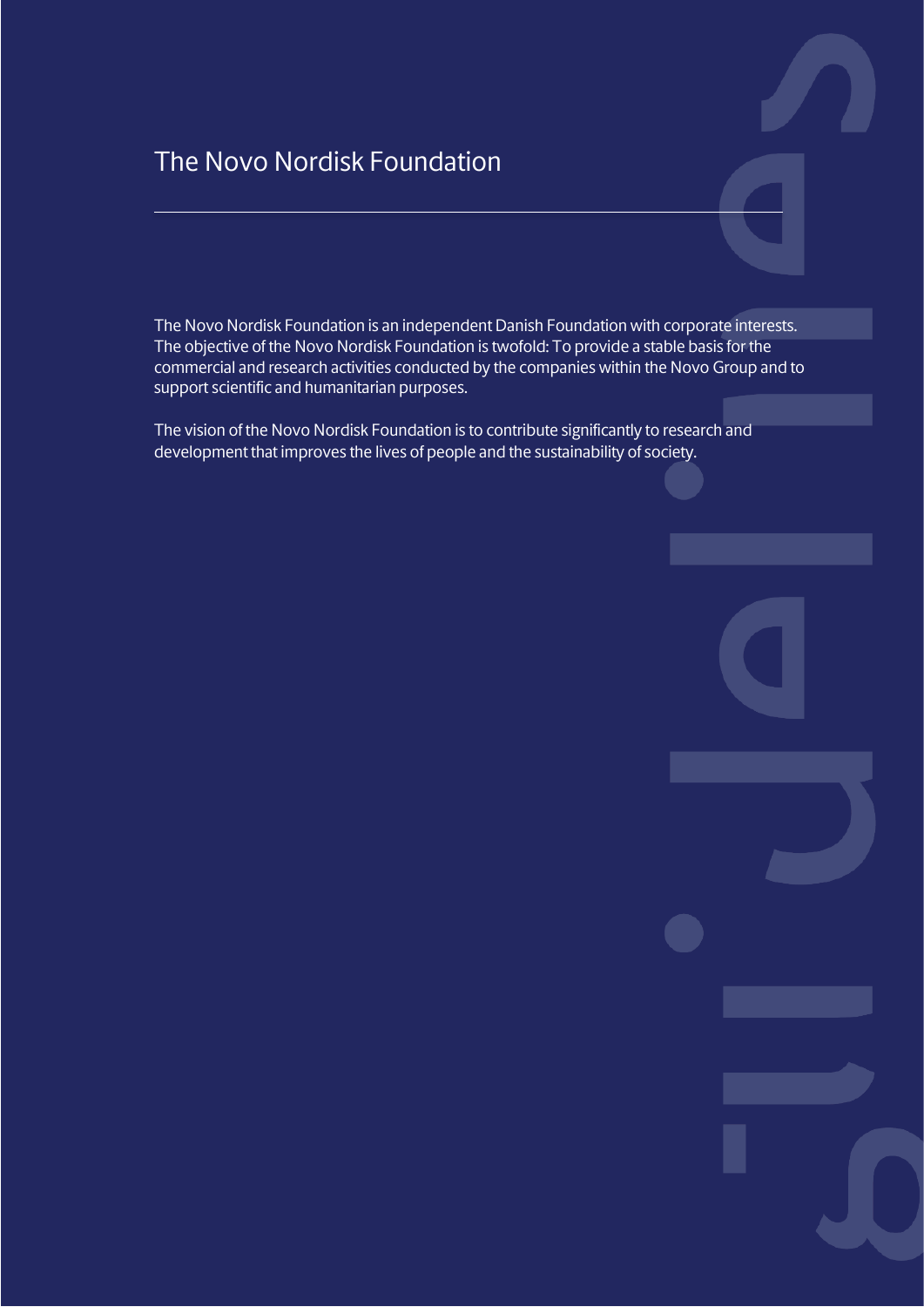# The Novo Nordisk Foundation

The Novo Nordisk Foundation is an independent Danish Foundation with corporate interests. The objective of the Novo Nordisk Foundation is twofold: To provide a stable basis for the commercial and research activities conducted by the companies within the Novo Group and to support scientific and humanitarian purposes.

The vision of the Novo Nordisk Foundation is to contribute significantly to research and development that improves the lives of people and the sustainability of society.